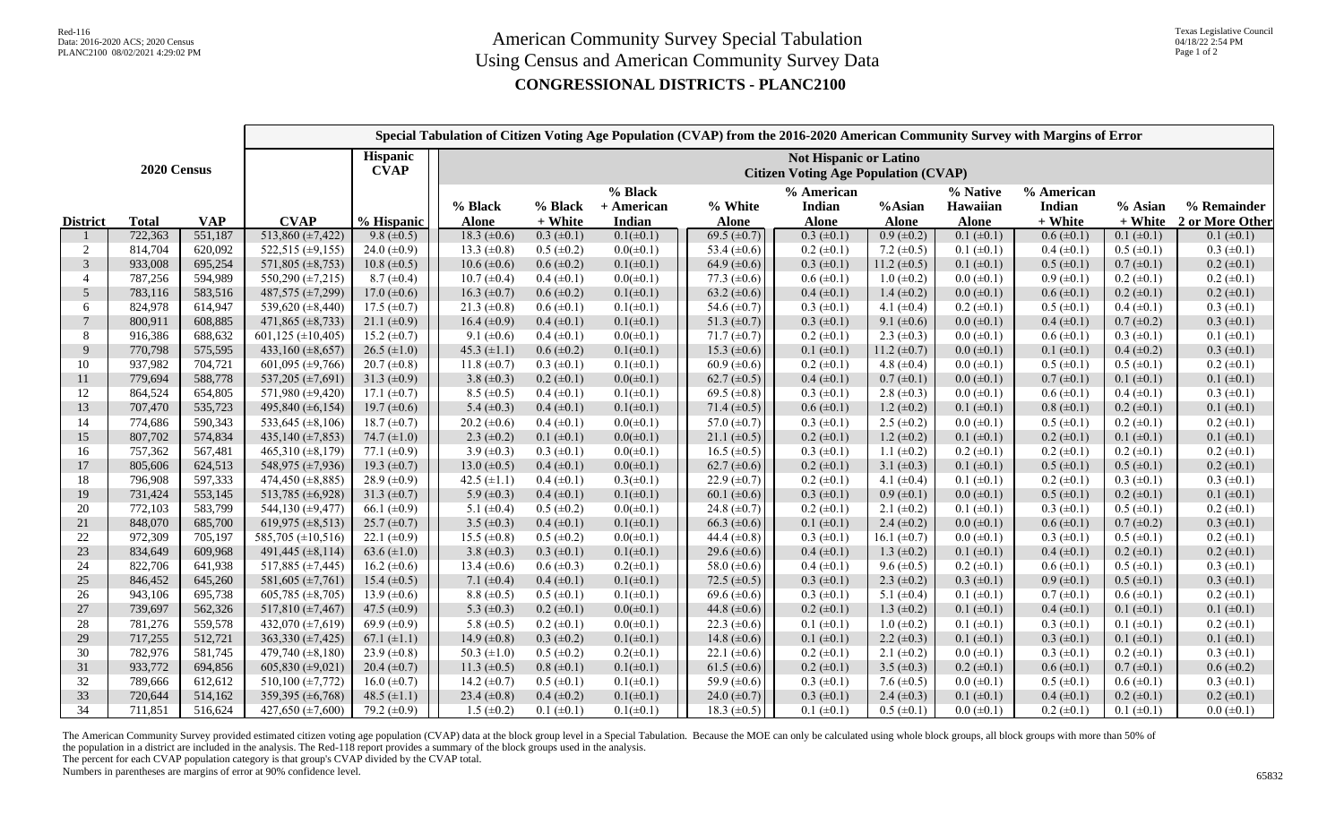Red-116
Data: 2016-2020 ACS; 2020 Census
PLANC2100 08/02/2021 4:29:02 PM

Texas Legislative Council
04/18/22 2:54 PM

# American Community Survey Special Tabulation
# Using Census and American Community Survey Data
## CONGRESSIONAL DISTRICTS - PLANC2100

| 2020 Census | | | Special Tabulation of Citizen Voting Age Population (CVAP) from the 2016-2020 American Community Survey with Margins of Error | | | | | | | | | | | | |
|---|---|---|---|---|---|---|---|---|---|---|---|---|---|---|---|
| | | | | Hispanic CVAP | Not Hispanic or Latino Citizen Voting Age Population (CVAP) | | | | | | | | | | |
| District | Total | VAP | CVAP | % Hispanic | % Black Alone | % Black + White | % Black + American Indian | % White Alone | % American Indian Alone | %Asian Alone | % Native Hawaiian Alone | % American Indian + White | % Asian + White | % Remainder 2 or More Other |
| 1 | 722,363 | 551,187 | 513,860 (±7,422) | 9.8 (±0.5) | 18.3 (±0.6) | 0.3 (±0.1) | 0.1(±0.1) | 69.5 (±0.7) | 0.3 (±0.1) | 0.9 (±0.2) | 0.1 (±0.1) | 0.6 (±0.1) | 0.1 (±0.1) | 0.1 (±0.1) |
| 2 | 814,704 | 620,092 | 522,515 (±9,155) | 24.0 (±0.9) | 13.3 (±0.8) | 0.5 (±0.2) | 0.0(±0.1) | 53.4 (±0.6) | 0.2 (±0.1) | 7.2 (±0.5) | 0.1 (±0.1) | 0.4 (±0.1) | 0.5 (±0.1) | 0.3 (±0.1) |
| 3 | 933,008 | 695,254 | 571,805 (±8,753) | 10.8 (±0.5) | 10.6 (±0.6) | 0.6 (±0.2) | 0.1(±0.1) | 64.9 (±0.6) | 0.3 (±0.1) | 11.2 (±0.5) | 0.1 (±0.1) | 0.5 (±0.1) | 0.7 (±0.1) | 0.2 (±0.1) |
| 4 | 787,256 | 594,989 | 550,290 (±7,215) | 8.7 (±0.4) | 10.7 (±0.4) | 0.4 (±0.1) | 0.0(±0.1) | 77.3 (±0.6) | 0.6 (±0.1) | 1.0 (±0.2) | 0.0 (±0.1) | 0.9 (±0.1) | 0.2 (±0.1) | 0.2 (±0.1) |
| 5 | 783,116 | 583,516 | 487,575 (±7,299) | 17.0 (±0.6) | 16.3 (±0.7) | 0.6 (±0.2) | 0.1(±0.1) | 63.2 (±0.6) | 0.4 (±0.1) | 1.4 (±0.2) | 0.0 (±0.1) | 0.6 (±0.1) | 0.2 (±0.1) | 0.2 (±0.1) |
| 6 | 824,978 | 614,947 | 539,620 (±8,440) | 17.5 (±0.7) | 21.3 (±0.8) | 0.6 (±0.1) | 0.1(±0.1) | 54.6 (±0.7) | 0.3 (±0.1) | 4.1 (±0.4) | 0.2 (±0.1) | 0.5 (±0.1) | 0.4 (±0.1) | 0.3 (±0.1) |
| 7 | 800,911 | 608,885 | 471,865 (±8,733) | 21.1 (±0.9) | 16.4 (±0.9) | 0.4 (±0.1) | 0.1(±0.1) | 51.3 (±0.7) | 0.3 (±0.1) | 9.1 (±0.6) | 0.0 (±0.1) | 0.4 (±0.1) | 0.7 (±0.2) | 0.3 (±0.1) |
| 8 | 916,386 | 688,632 | 601,125 (±10,405) | 15.2 (±0.7) | 9.1 (±0.6) | 0.4 (±0.1) | 0.0(±0.1) | 71.7 (±0.7) | 0.2 (±0.1) | 2.3 (±0.3) | 0.0 (±0.1) | 0.6 (±0.1) | 0.3 (±0.1) | 0.1 (±0.1) |
| 9 | 770,798 | 575,595 | 433,160 (±8,657) | 26.5 (±1.0) | 45.3 (±1.1) | 0.6 (±0.2) | 0.1(±0.1) | 15.3 (±0.6) | 0.1 (±0.1) | 11.2 (±0.7) | 0.0 (±0.1) | 0.1 (±0.1) | 0.4 (±0.2) | 0.3 (±0.1) |
| 10 | 937,982 | 704,721 | 601,095 (±9,766) | 20.7 (±0.8) | 11.8 (±0.7) | 0.3 (±0.1) | 0.1(±0.1) | 60.9 (±0.6) | 0.2 (±0.1) | 4.8 (±0.4) | 0.0 (±0.1) | 0.5 (±0.1) | 0.5 (±0.1) | 0.2 (±0.1) |
| 11 | 779,694 | 588,778 | 537,280 (±7,691) | 31.3 (±0.9) | 3.8 (±0.3) | 0.2 (±0.1) | 0.0(±0.1) | 62.7 (±0.5) | 0.4 (±0.1) | 0.7 (±0.1) | 0.0 (±0.1) | 0.7 (±0.1) | 0.1 (±0.1) | 0.1 (±0.1) |
| 12 | 864,524 | 654,805 | 571,980 (±9,420) | 17.1 (±0.7) | 8.5 (±0.5) | 0.4 (±0.1) | 0.1(±0.1) | 69.5 (±0.8) | 0.3 (±0.1) | 2.8 (±0.3) | 0.0 (±0.1) | 0.6 (±0.1) | 0.4 (±0.1) | 0.3 (±0.1) |
| 13 | 707,470 | 535,723 | 495,840 (±6,154) | 19.7 (±0.6) | 5.4 (±0.3) | 0.4 (±0.1) | 0.1(±0.1) | 71.4 (±0.5) | 0.6 (±0.1) | 1.2 (±0.2) | 0.1 (±0.1) | 0.8 (±0.1) | 0.2 (±0.1) | 0.1 (±0.1) |
| 14 | 774,686 | 590,343 | 533,645 (±8,106) | 18.7 (±0.7) | 20.2 (±0.6) | 0.4 (±0.1) | 0.0(±0.1) | 57.0 (±0.7) | 0.3 (±0.1) | 2.5 (±0.2) | 0.0 (±0.1) | 0.5 (±0.1) | 0.2 (±0.1) | 0.2 (±0.1) |
| 15 | 807,702 | 574,834 | 435,140 (±7,853) | 74.7 (±1.0) | 2.3 (±0.2) | 0.1 (±0.1) | 0.0(±0.1) | 21.1 (±0.5) | 0.2 (±0.1) | 1.2 (±0.2) | 0.1 (±0.1) | 0.2 (±0.1) | 0.1 (±0.1) | 0.1 (±0.1) |
| 16 | 757,362 | 567,481 | 465,310 (±8,179) | 77.1 (±0.9) | 3.9 (±0.3) | 0.3 (±0.1) | 0.0(±0.1) | 16.5 (±0.5) | 0.3 (±0.1) | 1.1 (±0.2) | 0.2 (±0.1) | 0.2 (±0.1) | 0.2 (±0.1) | 0.2 (±0.1) |
| 17 | 805,606 | 624,513 | 548,975 (±7,936) | 19.3 (±0.7) | 13.0 (±0.5) | 0.4 (±0.1) | 0.0(±0.1) | 62.7 (±0.6) | 0.2 (±0.1) | 3.1 (±0.3) | 0.1 (±0.1) | 0.5 (±0.1) | 0.5 (±0.1) | 0.2 (±0.1) |
| 18 | 796,908 | 597,333 | 474,450 (±8,885) | 28.9 (±0.9) | 42.5 (±1.1) | 0.4 (±0.1) | 0.3(±0.1) | 22.9 (±0.7) | 0.2 (±0.1) | 4.1 (±0.4) | 0.1 (±0.1) | 0.2 (±0.1) | 0.3 (±0.1) | 0.3 (±0.1) |
| 19 | 731,424 | 553,145 | 513,785 (±6,928) | 31.3 (±0.7) | 5.9 (±0.3) | 0.4 (±0.1) | 0.1(±0.1) | 60.1 (±0.6) | 0.3 (±0.1) | 0.9 (±0.1) | 0.0 (±0.1) | 0.5 (±0.1) | 0.2 (±0.1) | 0.1 (±0.1) |
| 20 | 772,103 | 583,799 | 544,130 (±9,477) | 66.1 (±0.9) | 5.1 (±0.4) | 0.5 (±0.2) | 0.0(±0.1) | 24.8 (±0.7) | 0.2 (±0.1) | 2.1 (±0.2) | 0.1 (±0.1) | 0.3 (±0.1) | 0.5 (±0.1) | 0.2 (±0.1) |
| 21 | 848,070 | 685,700 | 619,975 (±8,513) | 25.7 (±0.7) | 3.5 (±0.3) | 0.4 (±0.1) | 0.1(±0.1) | 66.3 (±0.6) | 0.1 (±0.1) | 2.4 (±0.2) | 0.0 (±0.1) | 0.6 (±0.1) | 0.7 (±0.2) | 0.3 (±0.1) |
| 22 | 972,309 | 705,197 | 585,705 (±10,516) | 22.1 (±0.9) | 15.5 (±0.8) | 0.5 (±0.2) | 0.0(±0.1) | 44.4 (±0.8) | 0.3 (±0.1) | 16.1 (±0.7) | 0.0 (±0.1) | 0.3 (±0.1) | 0.5 (±0.1) | 0.2 (±0.1) |
| 23 | 834,649 | 609,968 | 491,445 (±8,114) | 63.6 (±1.0) | 3.8 (±0.3) | 0.3 (±0.1) | 0.1(±0.1) | 29.6 (±0.6) | 0.4 (±0.1) | 1.3 (±0.2) | 0.1 (±0.1) | 0.4 (±0.1) | 0.2 (±0.1) | 0.2 (±0.1) |
| 24 | 822,706 | 641,938 | 517,885 (±7,445) | 16.2 (±0.6) | 13.4 (±0.6) | 0.6 (±0.3) | 0.2(±0.1) | 58.0 (±0.6) | 0.4 (±0.1) | 9.6 (±0.5) | 0.2 (±0.1) | 0.6 (±0.1) | 0.5 (±0.1) | 0.3 (±0.1) |
| 25 | 846,452 | 645,260 | 581,605 (±7,761) | 15.4 (±0.5) | 7.1 (±0.4) | 0.4 (±0.1) | 0.1(±0.1) | 72.5 (±0.5) | 0.3 (±0.1) | 2.3 (±0.2) | 0.3 (±0.1) | 0.9 (±0.1) | 0.5 (±0.1) | 0.3 (±0.1) |
| 26 | 943,106 | 695,738 | 605,785 (±8,705) | 13.9 (±0.6) | 8.8 (±0.5) | 0.5 (±0.1) | 0.1(±0.1) | 69.6 (±0.6) | 0.3 (±0.1) | 5.1 (±0.4) | 0.1 (±0.1) | 0.7 (±0.1) | 0.6 (±0.1) | 0.2 (±0.1) |
| 27 | 739,697 | 562,326 | 517,810 (±7,467) | 47.5 (±0.9) | 5.3 (±0.3) | 0.2 (±0.1) | 0.0(±0.1) | 44.8 (±0.6) | 0.2 (±0.1) | 1.3 (±0.2) | 0.1 (±0.1) | 0.4 (±0.1) | 0.1 (±0.1) | 0.1 (±0.1) |
| 28 | 781,276 | 559,578 | 432,070 (±7,619) | 69.9 (±0.9) | 5.8 (±0.5) | 0.2 (±0.1) | 0.0(±0.1) | 22.3 (±0.6) | 0.1 (±0.1) | 1.0 (±0.2) | 0.1 (±0.1) | 0.3 (±0.1) | 0.1 (±0.1) | 0.2 (±0.1) |
| 29 | 717,255 | 512,721 | 363,330 (±7,425) | 67.1 (±1.1) | 14.9 (±0.8) | 0.3 (±0.2) | 0.1(±0.1) | 14.8 (±0.6) | 0.1 (±0.1) | 2.2 (±0.3) | 0.1 (±0.1) | 0.3 (±0.1) | 0.1 (±0.1) | 0.1 (±0.1) |
| 30 | 782,976 | 581,745 | 479,740 (±8,180) | 23.9 (±0.8) | 50.3 (±1.0) | 0.5 (±0.2) | 0.2(±0.1) | 22.1 (±0.6) | 0.2 (±0.1) | 2.1 (±0.2) | 0.0 (±0.1) | 0.3 (±0.1) | 0.2 (±0.1) | 0.3 (±0.1) |
| 31 | 933,772 | 694,856 | 605,830 (±9,021) | 20.4 (±0.7) | 11.3 (±0.5) | 0.8 (±0.1) | 0.1(±0.1) | 61.5 (±0.6) | 0.2 (±0.1) | 3.5 (±0.3) | 0.2 (±0.1) | 0.6 (±0.1) | 0.7 (±0.1) | 0.6 (±0.2) |
| 32 | 789,666 | 612,612 | 510,100 (±7,772) | 16.0 (±0.7) | 14.2 (±0.7) | 0.5 (±0.1) | 0.1(±0.1) | 59.9 (±0.6) | 0.3 (±0.1) | 7.6 (±0.5) | 0.0 (±0.1) | 0.5 (±0.1) | 0.6 (±0.1) | 0.3 (±0.1) |
| 33 | 720,644 | 514,162 | 359,395 (±6,768) | 48.5 (±1.1) | 23.4 (±0.8) | 0.4 (±0.2) | 0.1(±0.1) | 24.0 (±0.7) | 0.3 (±0.1) | 2.4 (±0.3) | 0.1 (±0.1) | 0.4 (±0.1) | 0.2 (±0.1) | 0.2 (±0.1) |
| 34 | 711,851 | 516,624 | 427,650 (±7,600) | 79.2 (±0.9) | 1.5 (±0.2) | 0.1 (±0.1) | 0.1(±0.1) | 18.3 (±0.5) | 0.1 (±0.1) | 0.5 (±0.1) | 0.0 (±0.1) | 0.2 (±0.1) | 0.1 (±0.1) | 0.0 (±0.1) |

The American Community Survey provided estimated citizen voting age population (CVAP) data at the block group level in a Special Tabulation. Because the MOE can only be calculated using whole block groups, all block groups with more than 50% of the population in a district are included in the analysis. The Red-118 report provides a summary of the block groups used in the analysis.
The percent for each CVAP population category is that group's CVAP divided by the CVAP total.
Numbers in parentheses are margins of error at 90% confidence level.

65832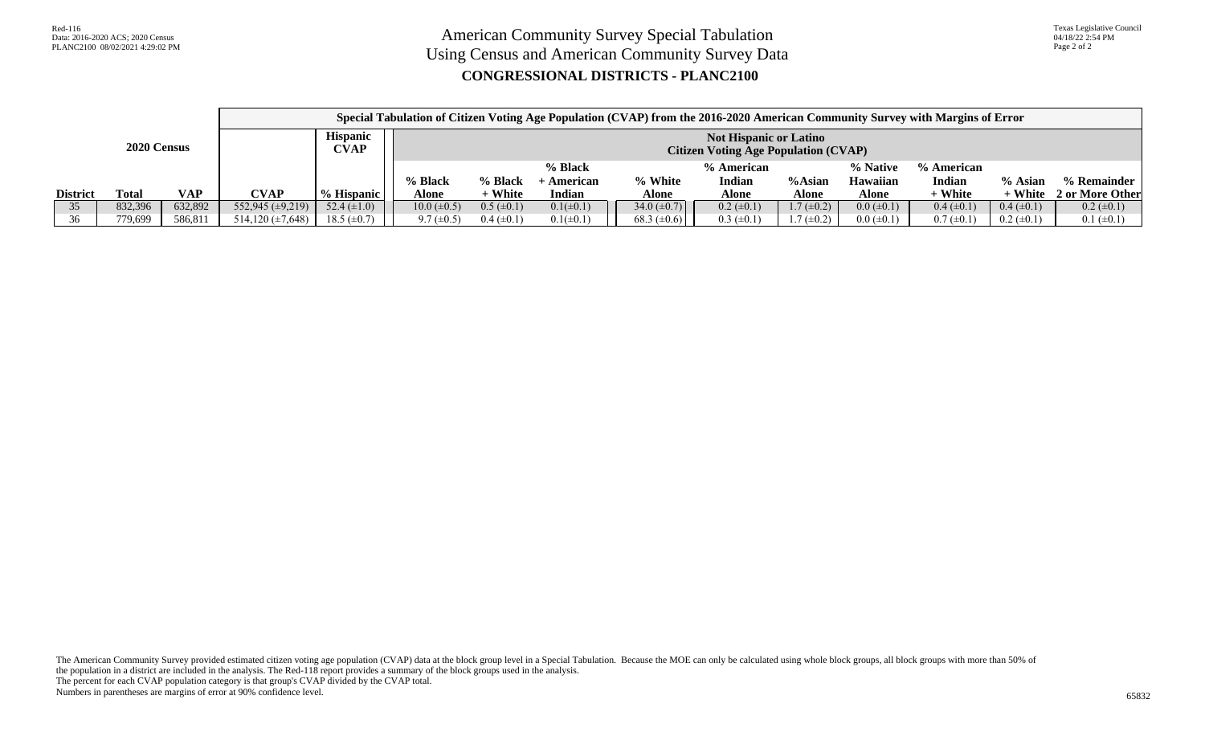# American Community Survey Special Tabulation
# Using Census and American Community Survey Data
## CONGRESSIONAL DISTRICTS - PLANC2100

| 2020 Census | | | Special Tabulation of Citizen Voting Age Population (CVAP) from the 2016-2020 American Community Survey with Margins of Error | | | | | | | | | | | | |
|---|---|---|---|---|---|---|---|---|---|---|---|---|---|---|---|
| | | | | Hispanic CVAP | Not Hispanic or Latino Citizen Voting Age Population (CVAP) | | | | | | | | | | |
| District | Total | VAP | CVAP | % Hispanic | % Black Alone | % Black + White | % Black + American Indian | % White Alone | % American Indian Alone | %Asian Alone | % Native Hawaiian Alone | % American Indian + White | % Asian + White | % Remainder 2 or More Other |
| 35 | 832,396 | 632,892 | 552,945 (±9,219) | 52.4 (±1.0) | 10.0 (±0.5) | 0.5 (±0.1) | 0.1(±0.1) | 34.0 (±0.7) | 0.2 (±0.1) | 1.7 (±0.2) | 0.0 (±0.1) | 0.4 (±0.1) | 0.4 (±0.1) | 0.2 (±0.1) |
| 36 | 779,699 | 586,811 | 514,120 (±7,648) | 18.5 (±0.7) | 9.7 (±0.5) | 0.4 (±0.1) | 0.1(±0.1) | 68.3 (±0.6) | 0.3 (±0.1) | 1.7 (±0.2) | 0.0 (±0.1) | 0.7 (±0.1) | 0.2 (±0.1) | 0.1 (±0.1) |

The American Community Survey provided estimated citizen voting age population (CVAP) data at the block group level in a Special Tabulation. Because the MOE can only be calculated using whole block groups, all block groups with more than 50% of the population in a district are included in the analysis. The Red-118 report provides a summary of the block groups used in the analysis.
The percent for each CVAP population category is that group's CVAP divided by the CVAP total.
Numbers in parentheses are margins of error at 90% confidence level.